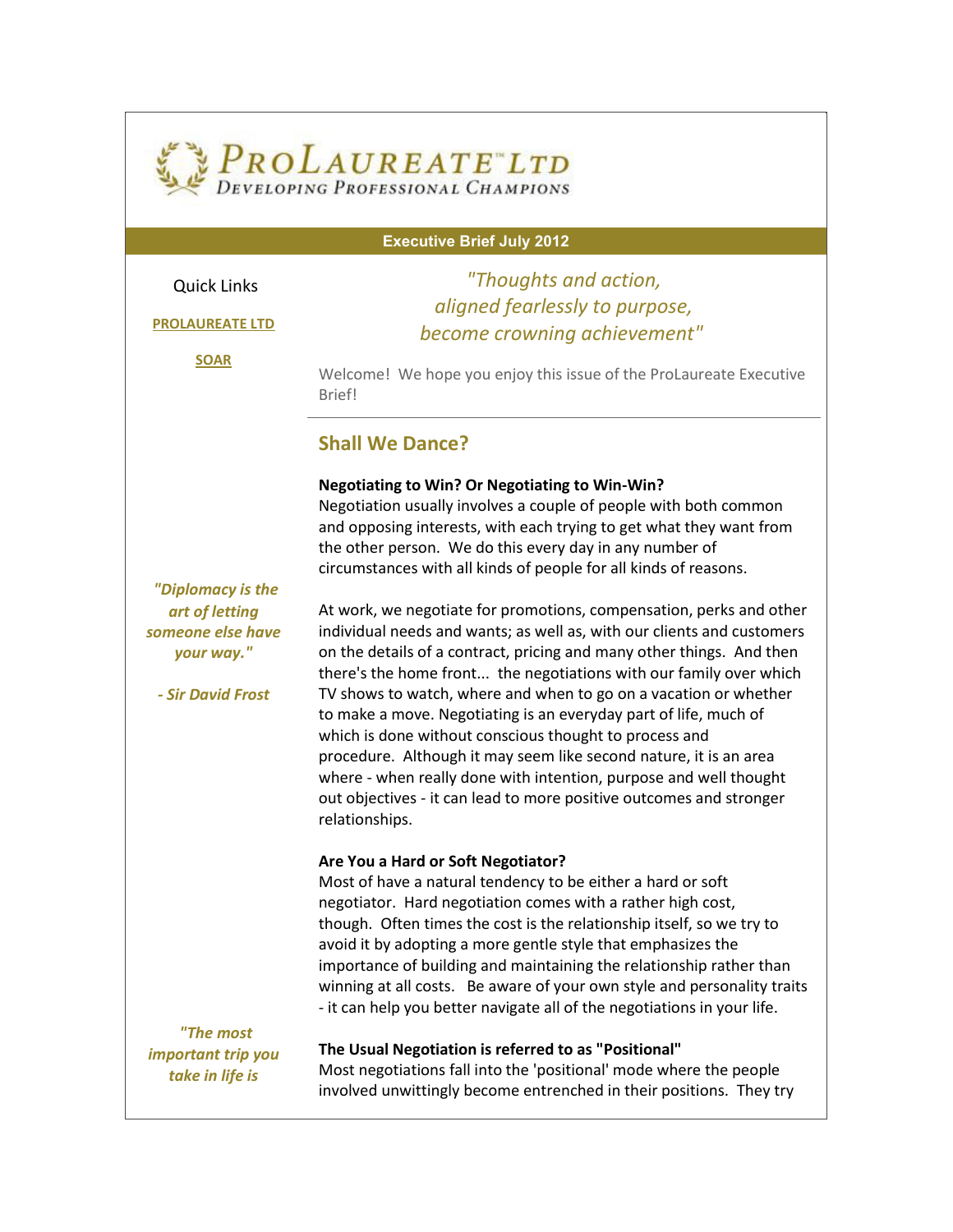# ProLaureate™ Ltd
Developing Professional Champions

**Executive Brief July 2012**

Quick Links

**PROLAUREATE LTD**

**SOAR**

*"Thoughts and action,*
*aligned fearlessly to purpose,*
*become crowning achievement"*

Welcome! We hope you enjoy this issue of the ProLaureate Executive Brief!

---

## Shall We Dance?

**Negotiating to Win? Or Negotiating to Win-Win?**
Negotiation usually involves a couple of people with both common and opposing interests, with each trying to get what they want from the other person. We do this every day in any number of circumstances with all kinds of people for all kinds of reasons.

***"Diplomacy is the art of letting someone else have your way."***

***- Sir David Frost***

At work, we negotiate for promotions, compensation, perks and other individual needs and wants; as well as, with our clients and customers on the details of a contract, pricing and many other things. And then there's the home front... the negotiations with our family over which TV shows to watch, where and when to go on a vacation or whether to make a move. Negotiating is an everyday part of life, much of which is done without conscious thought to process and procedure. Although it may seem like second nature, it is an area where - when really done with intention, purpose and well thought out objectives - it can lead to more positive outcomes and stronger relationships.

**Are You a Hard or Soft Negotiator?**
Most of have a natural tendency to be either a hard or soft negotiator. Hard negotiation comes with a rather high cost, though. Often times the cost is the relationship itself, so we try to avoid it by adopting a more gentle style that emphasizes the importance of building and maintaining the relationship rather than winning at all costs. Be aware of your own style and personality traits - it can help you better navigate all of the negotiations in your life.

***"The most important trip you take in life is***

**The Usual Negotiation is referred to as "Positional"**
Most negotiations fall into the 'positional' mode where the people involved unwittingly become entrenched in their positions. They try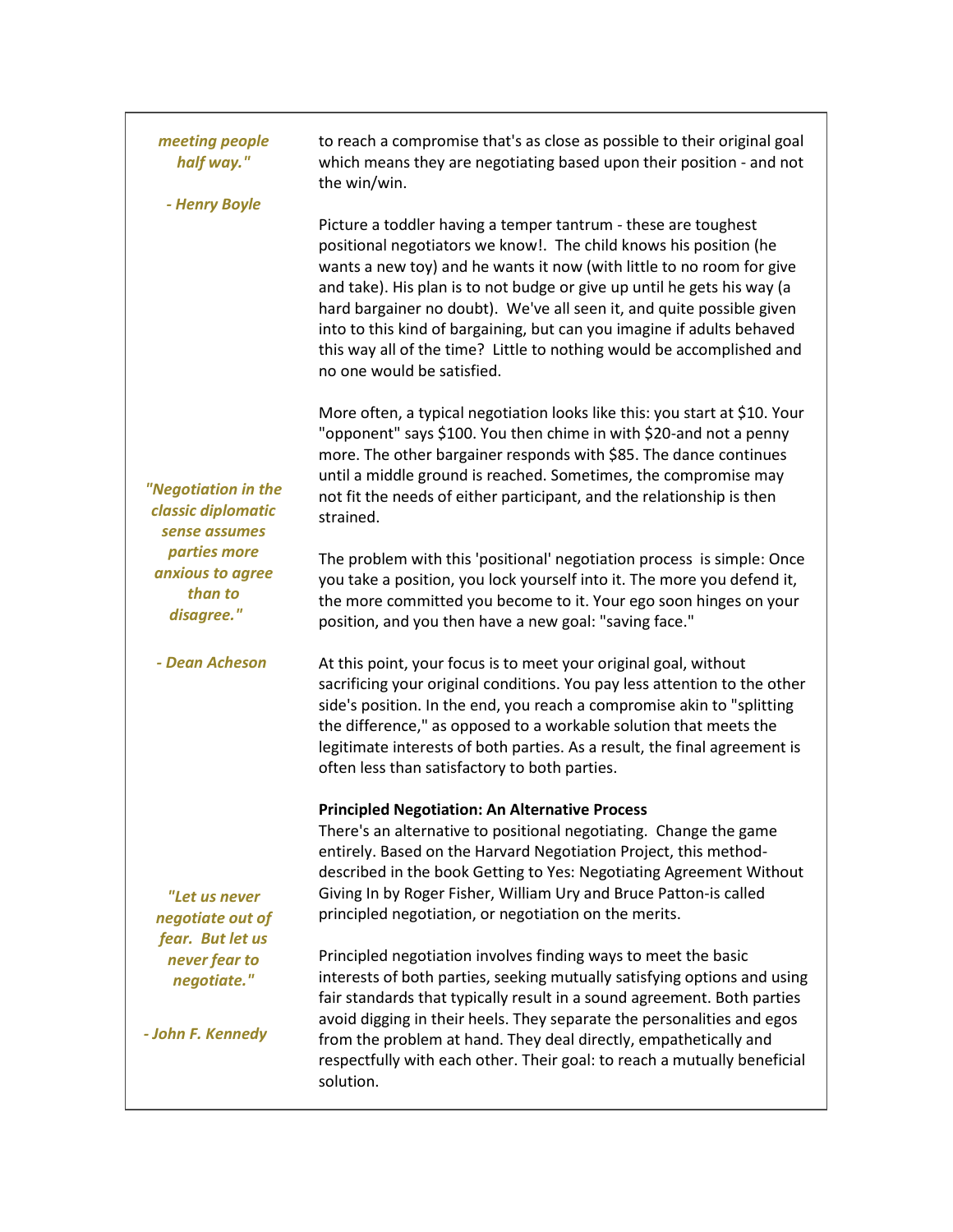*meeting people half way."*

*- Henry Boyle*

to reach a compromise that's as close as possible to their original goal which means they are negotiating based upon their position - and not the win/win.

Picture a toddler having a temper tantrum - these are toughest positional negotiators we know!. The child knows his position (he wants a new toy) and he wants it now (with little to no room for give and take). His plan is to not budge or give up until he gets his way (a hard bargainer no doubt). We've all seen it, and quite possible given into to this kind of bargaining, but can you imagine if adults behaved this way all of the time? Little to nothing would be accomplished and no one would be satisfied.

More often, a typical negotiation looks like this: you start at $10. Your "opponent" says $100. You then chime in with $20-and not a penny more. The other bargainer responds with $85. The dance continues until a middle ground is reached. Sometimes, the compromise may not fit the needs of either participant, and the relationship is then strained.

*"Negotiation in the classic diplomatic sense assumes parties more anxious to agree than to disagree."*

*- Dean Acheson*

The problem with this 'positional' negotiation process is simple: Once you take a position, you lock yourself into it. The more you defend it, the more committed you become to it. Your ego soon hinges on your position, and you then have a new goal: "saving face."

At this point, your focus is to meet your original goal, without sacrificing your original conditions. You pay less attention to the other side's position. In the end, you reach a compromise akin to "splitting the difference," as opposed to a workable solution that meets the legitimate interests of both parties. As a result, the final agreement is often less than satisfactory to both parties.

**Principled Negotiation: An Alternative Process**

There's an alternative to positional negotiating. Change the game entirely. Based on the Harvard Negotiation Project, this method-described in the book Getting to Yes: Negotiating Agreement Without Giving In by Roger Fisher, William Ury and Bruce Patton-is called principled negotiation, or negotiation on the merits.

*"Let us never negotiate out of fear. But let us never fear to negotiate."*

*- John F. Kennedy*

Principled negotiation involves finding ways to meet the basic interests of both parties, seeking mutually satisfying options and using fair standards that typically result in a sound agreement. Both parties avoid digging in their heels. They separate the personalities and egos from the problem at hand. They deal directly, empathetically and respectfully with each other. Their goal: to reach a mutually beneficial solution.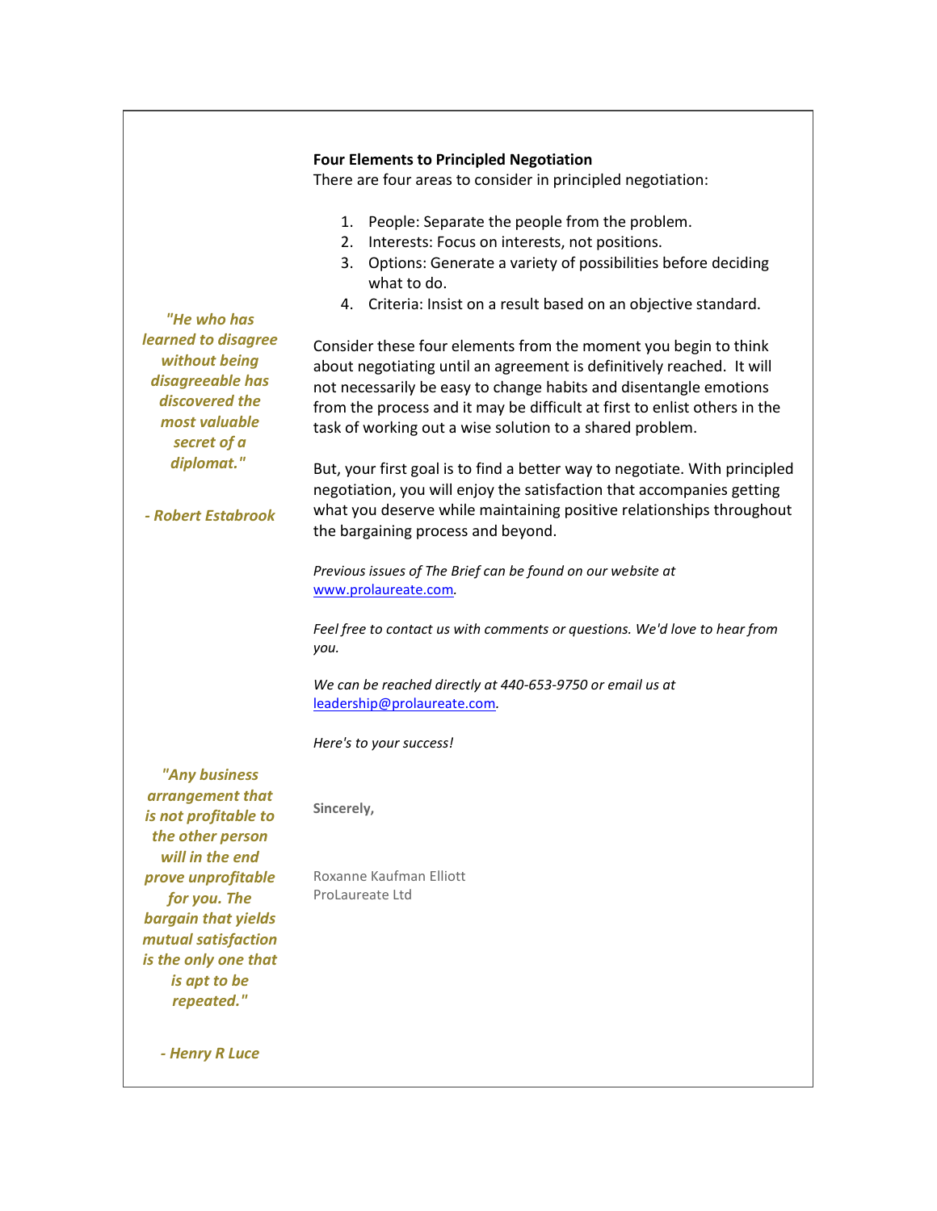**Four Elements to Principled Negotiation**

There are four areas to consider in principled negotiation:

1. People: Separate the people from the problem.
2. Interests: Focus on interests, not positions.
3. Options: Generate a variety of possibilities before deciding what to do.
4. Criteria: Insist on a result based on an objective standard.

Consider these four elements from the moment you begin to think about negotiating until an agreement is definitively reached. It will not necessarily be easy to change habits and disentangle emotions from the process and it may be difficult at first to enlist others in the task of working out a wise solution to a shared problem.

But, your first goal is to find a better way to negotiate. With principled negotiation, you will enjoy the satisfaction that accompanies getting what you deserve while maintaining positive relationships throughout the bargaining process and beyond.

*Previous issues of The Brief can be found on our website at [www.prolaureate.com](http://www.prolaureate.com).*

*Feel free to contact us with comments or questions. We'd love to hear from you.*

*We can be reached directly at 440-653-9750 or email us at [leadership@prolaureate.com](mailto:leadership@prolaureate.com).*

*Here's to your success!*

**Sincerely,**

Roxanne Kaufman Elliott
ProLaureate Ltd

***"He who has learned to disagree without being disagreeable has discovered the most valuable secret of a diplomat."***

***- Robert Estabrook***

***"Any business arrangement that is not profitable to the other person will in the end prove unprofitable for you. The bargain that yields mutual satisfaction is the only one that is apt to be repeated."***

***- Henry R Luce***